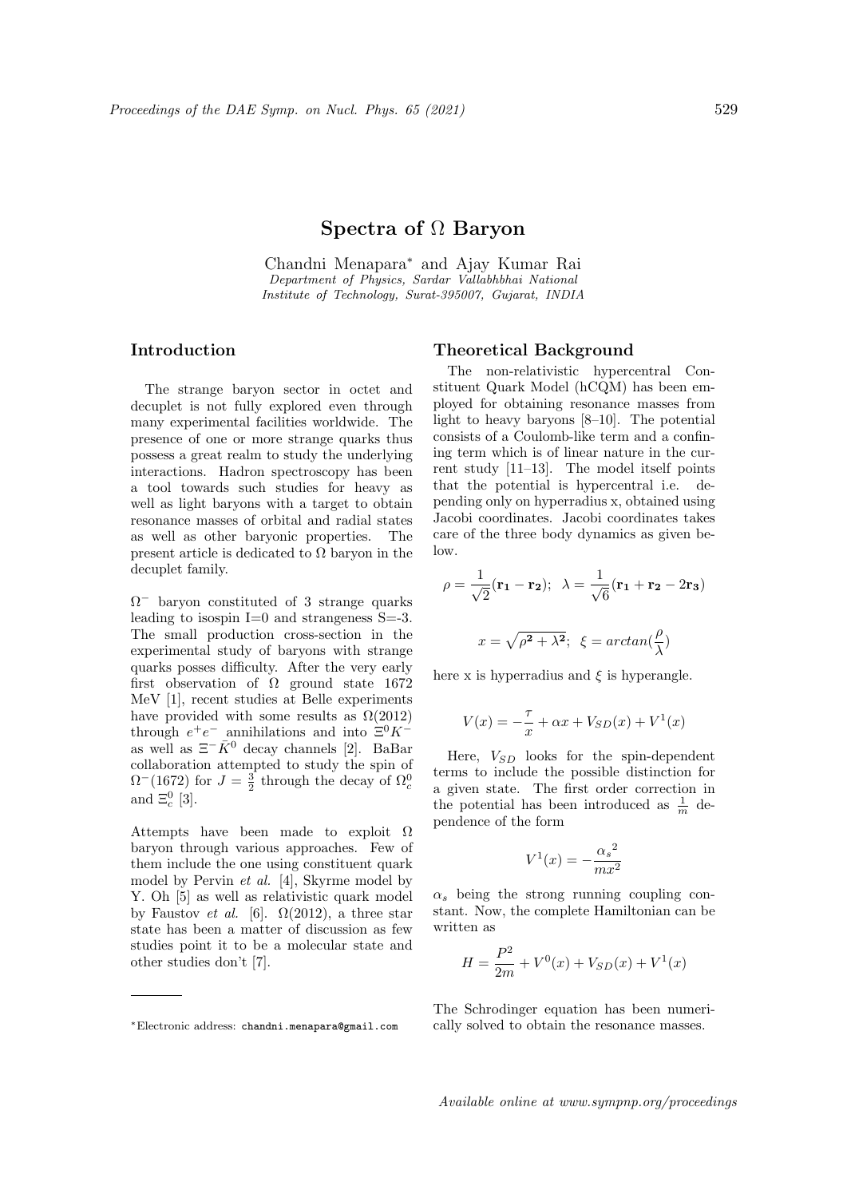# Spectra of Ω Baryon

Chandni Menapara* and Ajay Kumar Rai

*Department of Physics, Sardar Vallabhbhai National Institute of Technology, Surat-395007, Gujarat, INDIA*

## Introduction

The strange baryon sector in octet and decuplet is not fully explored even through many experimental facilities worldwide. The presence of one or more strange quarks thus possess a great realm to study the underlying interactions. Hadron spectroscopy has been a tool towards such studies for heavy as well as light baryons with a target to obtain resonance masses of orbital and radial states as well as other baryonic properties. The present article is dedicated to Ω baryon in the decuplet family.

$\Omega^-$ baryon constituted of 3 strange quarks leading to isospin I=0 and strangeness S=-3. The small production cross-section in the experimental study of baryons with strange quarks posses difficulty. After the very early first observation of Ω ground state 1672 MeV [1], recent studies at Belle experiments have provided with some results as Ω(2012) through $e^+e^-$ annihilations and into $\Xi^0 K^-$ as well as $\Xi^- \bar{K}^0$ decay channels [2]. BaBar collaboration attempted to study the spin of $\Omega^-(1672)$ for $J = \frac{3}{2}$ through the decay of $\Omega_c^0$ and $\Xi_c^0$ [3].

Attempts have been made to exploit Ω baryon through various approaches. Few of them include the one using constituent quark model by Pervin *et al.* [4], Skyrme model by Y. Oh [5] as well as relativistic quark model by Faustov *et al.* [6]. Ω(2012), a three star state has been a matter of discussion as few studies point it to be a molecular state and other studies don't [7].

## Theoretical Background

The non-relativistic hypercentral Constituent Quark Model (hCQM) has been employed for obtaining resonance masses from light to heavy baryons [8–10]. The potential consists of a Coulomb-like term and a confining term which is of linear nature in the current study [11–13]. The model itself points that the potential is hypercentral i.e. depending only on hyperradius x, obtained using Jacobi coordinates. Jacobi coordinates takes care of the three body dynamics as given below.

$$\rho = \frac{1}{\sqrt{2}}(\mathbf{r_1} - \mathbf{r_2}); \;\; \lambda = \frac{1}{\sqrt{6}}(\mathbf{r_1} + \mathbf{r_2} - 2\mathbf{r_3})$$

$$x = \sqrt{\rho^2 + \lambda^2}; \;\; \xi = arctan(\frac{\rho}{\lambda})$$

here x is hyperradius and $\xi$ is hyperangle.

$$V(x) = -\frac{\tau}{x} + \alpha x + V_{SD}(x) + V^1(x)$$

Here, $V_{SD}$ looks for the spin-dependent terms to include the possible distinction for a given state. The first order correction in the potential has been introduced as $\frac{1}{m}$ dependence of the form

$$V^1(x) = -\frac{{\alpha_s}^2}{mx^2}$$

$\alpha_s$ being the strong running coupling constant. Now, the complete Hamiltonian can be written as

$$H = \frac{P^2}{2m} + V^0(x) + V_{SD}(x) + V^1(x)$$

The Schrodinger equation has been numerically solved to obtain the resonance masses.

*Electronic address: chandni.menapara@gmail.com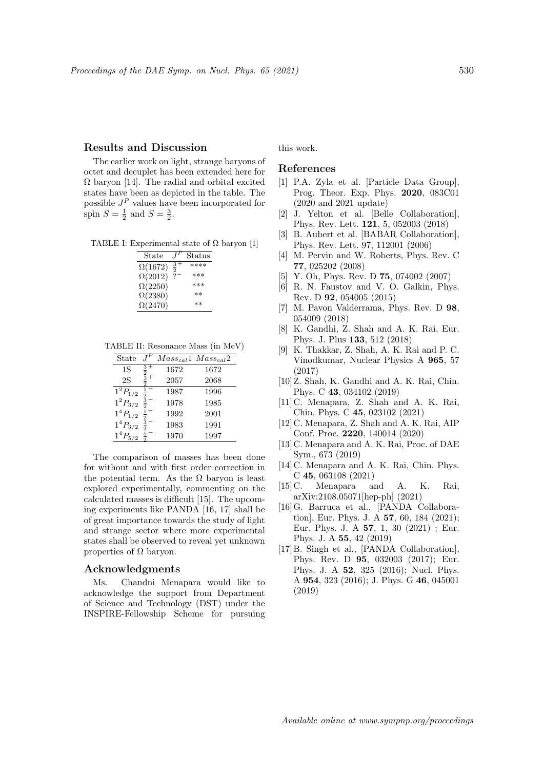## Results and Discussion

The earlier work on light, strange baryons of octet and decuplet has been extended here for $\Omega$ baryon [14]. The radial and orbital excited states have been as depicted in the table. The possible $J^P$ values have been incorporated for spin $S = \frac{1}{2}$ and $S = \frac{3}{2}$.

TABLE I: Experimental state of $\Omega$ baryon [1]

| State | $J^P$ | Status |
|---|---|---|
| $\Omega(1672)$ | $\frac{3}{2}^+$ | **** |
| $\Omega(2012)$ | $?^-$ | *** |
| $\Omega(2250)$ | | *** |
| $\Omega(2380)$ | | ** |
| $\Omega(2470)$ | | ** |

TABLE II: Resonance Mass (in MeV)

| State | $J^P$ | $Mass_{cal}1$ | $Mass_{cal}2$ |
|---|---|---|---|
| 1S | $\frac{3}{2}^+$ | 1672 | 1672 |
| 2S | $\frac{3}{2}^+$ | 2057 | 2068 |
| $1^2P_{1/2}$ | $\frac{1}{2}^-$ | 1987 | 1996 |
| $1^2P_{3/2}$ | $\frac{3}{2}^-$ | 1978 | 1985 |
| $1^4P_{1/2}$ | $\frac{1}{2}^-$ | 1992 | 2001 |
| $1^4P_{3/2}$ | $\frac{3}{2}^-$ | 1983 | 1991 |
| $1^4P_{5/2}$ | $\frac{5}{2}^-$ | 1970 | 1997 |

The comparison of masses has been done for without and with first order correction in the potential term. As the $\Omega$ baryon is least explored experimentally, commenting on the calculated masses is difficult [15]. The upcoming experiments like PANDA [16, 17] shall be of great importance towards the study of light and strange sector where more experimental states shall be observed to reveal yet unknown properties of $\Omega$ baryon.

## Acknowledgments

Ms. Chandni Menapara would like to acknowledge the support from Department of Science and Technology (DST) under the INSPIRE-Fellowship Scheme for pursuing this work.

## References

[1] P.A. Zyla et al. [Particle Data Group], Prog. Theor. Exp. Phys. **2020**, 083C01 (2020 and 2021 update)

[2] J. Yelton et al. [Belle Collaboration], Phys. Rev. Lett. **121**, 5, 052003 (2018)

[3] B. Aubert et al. [BABAR Collaboration], Phys. Rev. Lett. 97, 112001 (2006)

[4] M. Pervin and W. Roberts, Phys. Rev. C **77**, 025202 (2008)

[5] Y. Oh, Phys. Rev. D **75**, 074002 (2007)

[6] R. N. Faustov and V. O. Galkin, Phys. Rev. D **92**, 054005 (2015)

[7] M. Pavon Valderrama, Phys. Rev. D **98**, 054009 (2018)

[8] K. Gandhi, Z. Shah and A. K. Rai, Eur. Phys. J. Plus **133**, 512 (2018)

[9] K. Thakkar, Z. Shah, A. K. Rai and P. C. Vinodkumar, Nuclear Physics A **965**, 57 (2017)

[10] Z. Shah, K. Gandhi and A. K. Rai, Chin. Phys. C **43**, 034102 (2019)

[11] C. Menapara, Z. Shah and A. K. Rai, Chin. Phys. C **45**, 023102 (2021)

[12] C. Menapara, Z. Shah and A. K. Rai, AIP Conf. Proc. **2220**, 140014 (2020)

[13] C. Menapara and A. K. Rai, Proc. of DAE Sym., 673 (2019)

[14] C. Menapara and A. K. Rai, Chin. Phys. C **45**, 063108 (2021)

[15] C. Menapara and A. K. Rai, arXiv:2108.05071[hep-ph] (2021)

[16] G. Barruca et al., [PANDA Collaboration], Eur. Phys. J. A **57**, 60, 184 (2021); Eur. Phys. J. A **57**, 1, 30 (2021) ; Eur. Phys. J. A **55**, 42 (2019)

[17] B. Singh et al., [PANDA Collaboration], Phys. Rev. D **95**, 032003 (2017); Eur. Phys. J. A **52**, 325 (2016); Nucl. Phys. A **954**, 323 (2016); J. Phys. G **46**, 045001 (2019)